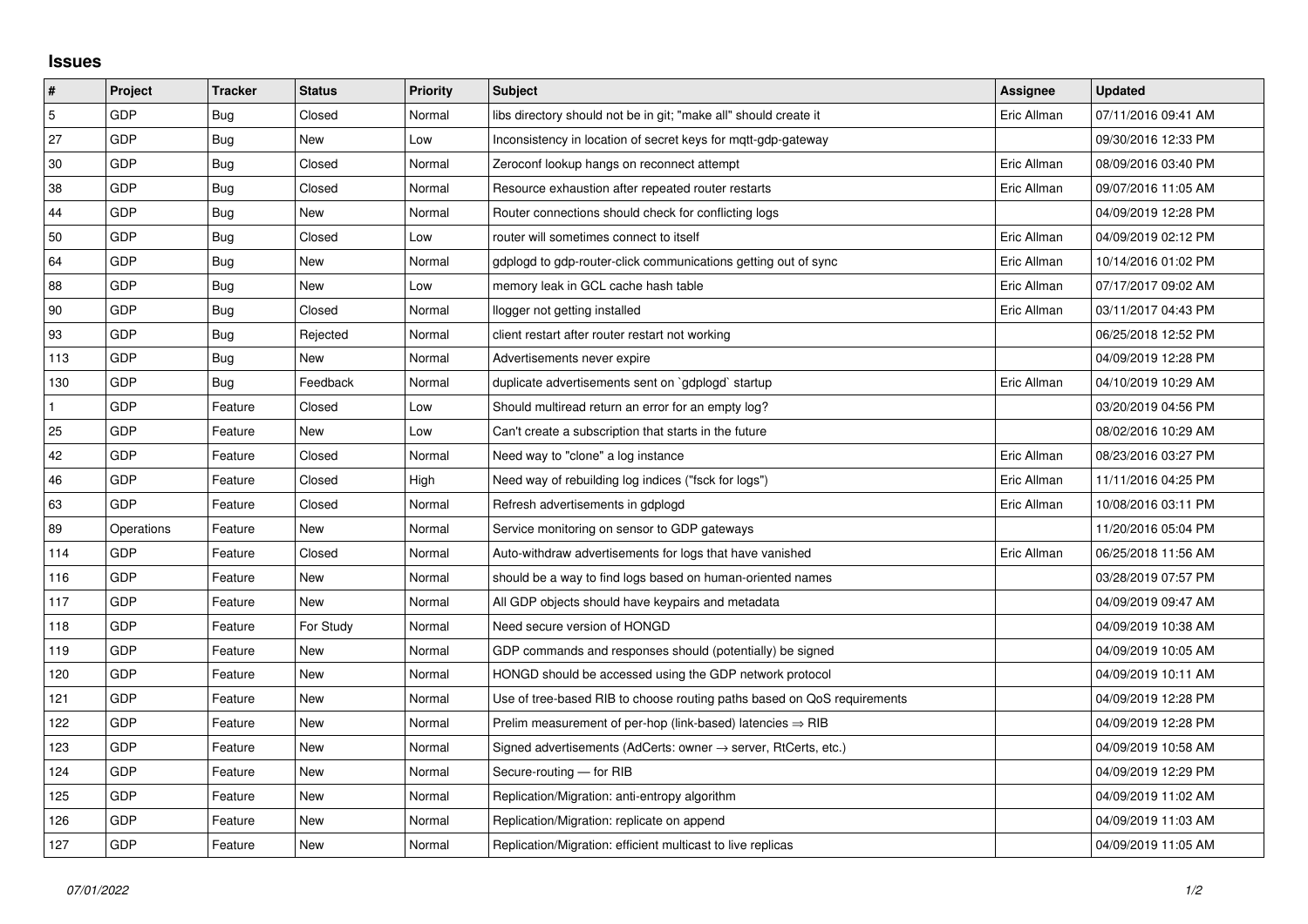## Issues

| # | Project | Tracker | Status | Priority | Subject | Assignee | Updated |
|---|---|---|---|---|---|---|---|
| 5 | GDP | Bug | Closed | Normal | libs directory should not be in git; "make all" should create it | Eric Allman | 07/11/2016 09:41 AM |
| 27 | GDP | Bug | New | Low | Inconsistency in location of secret keys for mqtt-gdp-gateway | | 09/30/2016 12:33 PM |
| 30 | GDP | Bug | Closed | Normal | Zeroconf lookup hangs on reconnect attempt | Eric Allman | 08/09/2016 03:40 PM |
| 38 | GDP | Bug | Closed | Normal | Resource exhaustion after repeated router restarts | Eric Allman | 09/07/2016 11:05 AM |
| 44 | GDP | Bug | New | Normal | Router connections should check for conflicting logs | | 04/09/2019 12:28 PM |
| 50 | GDP | Bug | Closed | Low | router will sometimes connect to itself | Eric Allman | 04/09/2019 02:12 PM |
| 64 | GDP | Bug | New | Normal | gdplogd to gdp-router-click communications getting out of sync | Eric Allman | 10/14/2016 01:02 PM |
| 88 | GDP | Bug | New | Low | memory leak in GCL cache hash table | Eric Allman | 07/17/2017 09:02 AM |
| 90 | GDP | Bug | Closed | Normal | llogger not getting installed | Eric Allman | 03/11/2017 04:43 PM |
| 93 | GDP | Bug | Rejected | Normal | client restart after router restart not working | | 06/25/2018 12:52 PM |
| 113 | GDP | Bug | New | Normal | Advertisements never expire | | 04/09/2019 12:28 PM |
| 130 | GDP | Bug | Feedback | Normal | duplicate advertisements sent on `gdplogd` startup | Eric Allman | 04/10/2019 10:29 AM |
| 1 | GDP | Feature | Closed | Low | Should multiread return an error for an empty log? | | 03/20/2019 04:56 PM |
| 25 | GDP | Feature | New | Low | Can't create a subscription that starts in the future | | 08/02/2016 10:29 AM |
| 42 | GDP | Feature | Closed | Normal | Need way to "clone" a log instance | Eric Allman | 08/23/2016 03:27 PM |
| 46 | GDP | Feature | Closed | High | Need way of rebuilding log indices ("fsck for logs") | Eric Allman | 11/11/2016 04:25 PM |
| 63 | GDP | Feature | Closed | Normal | Refresh advertisements in gdplogd | Eric Allman | 10/08/2016 03:11 PM |
| 89 | Operations | Feature | New | Normal | Service monitoring on sensor to GDP gateways | | 11/20/2016 05:04 PM |
| 114 | GDP | Feature | Closed | Normal | Auto-withdraw advertisements for logs that have vanished | Eric Allman | 06/25/2018 11:56 AM |
| 116 | GDP | Feature | New | Normal | should be a way to find logs based on human-oriented names | | 03/28/2019 07:57 PM |
| 117 | GDP | Feature | New | Normal | All GDP objects should have keypairs and metadata | | 04/09/2019 09:47 AM |
| 118 | GDP | Feature | For Study | Normal | Need secure version of HONGD | | 04/09/2019 10:38 AM |
| 119 | GDP | Feature | New | Normal | GDP commands and responses should (potentially) be signed | | 04/09/2019 10:05 AM |
| 120 | GDP | Feature | New | Normal | HONGD should be accessed using the GDP network protocol | | 04/09/2019 10:11 AM |
| 121 | GDP | Feature | New | Normal | Use of tree-based RIB to choose routing paths based on QoS requirements | | 04/09/2019 12:28 PM |
| 122 | GDP | Feature | New | Normal | Prelim measurement of per-hop (link-based) latencies ⇒ RIB | | 04/09/2019 12:28 PM |
| 123 | GDP | Feature | New | Normal | Signed advertisements (AdCerts: owner → server, RtCerts, etc.) | | 04/09/2019 10:58 AM |
| 124 | GDP | Feature | New | Normal | Secure-routing — for RIB | | 04/09/2019 12:29 PM |
| 125 | GDP | Feature | New | Normal | Replication/Migration: anti-entropy algorithm | | 04/09/2019 11:02 AM |
| 126 | GDP | Feature | New | Normal | Replication/Migration: replicate on append | | 04/09/2019 11:03 AM |
| 127 | GDP | Feature | New | Normal | Replication/Migration: efficient multicast to live replicas | | 04/09/2019 11:05 AM |

*07/01/2022*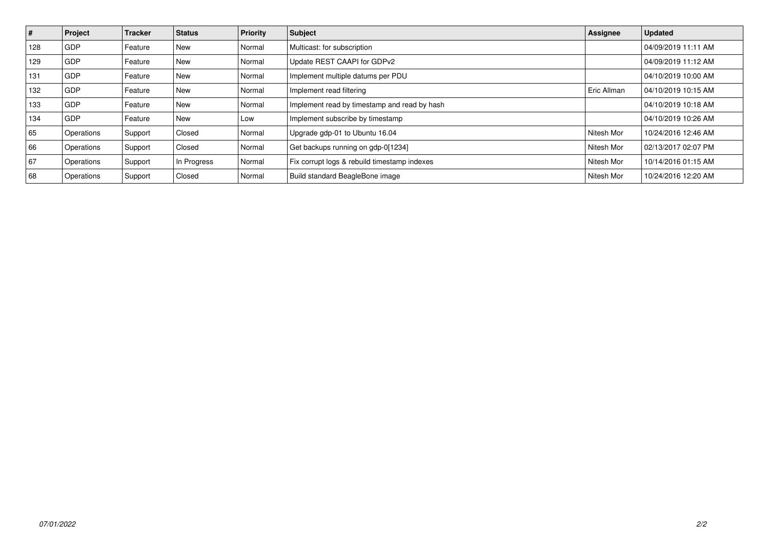| # | Project | Tracker | Status | Priority | Subject | Assignee | Updated |
|---|---|---|---|---|---|---|---|
| 128 | GDP | Feature | New | Normal | Multicast: for subscription | | 04/09/2019 11:11 AM |
| 129 | GDP | Feature | New | Normal | Update REST CAAPI for GDPv2 | | 04/09/2019 11:12 AM |
| 131 | GDP | Feature | New | Normal | Implement multiple datums per PDU | | 04/10/2019 10:00 AM |
| 132 | GDP | Feature | New | Normal | Implement read filtering | Eric Allman | 04/10/2019 10:15 AM |
| 133 | GDP | Feature | New | Normal | Implement read by timestamp and read by hash | | 04/10/2019 10:18 AM |
| 134 | GDP | Feature | New | Low | Implement subscribe by timestamp | | 04/10/2019 10:26 AM |
| 65 | Operations | Support | Closed | Normal | Upgrade gdp-01 to Ubuntu 16.04 | Nitesh Mor | 10/24/2016 12:46 AM |
| 66 | Operations | Support | Closed | Normal | Get backups running on gdp-0[1234] | Nitesh Mor | 02/13/2017 02:07 PM |
| 67 | Operations | Support | In Progress | Normal | Fix corrupt logs & rebuild timestamp indexes | Nitesh Mor | 10/14/2016 01:15 AM |
| 68 | Operations | Support | Closed | Normal | Build standard BeagleBone image | Nitesh Mor | 10/24/2016 12:20 AM |

*07/01/2022*